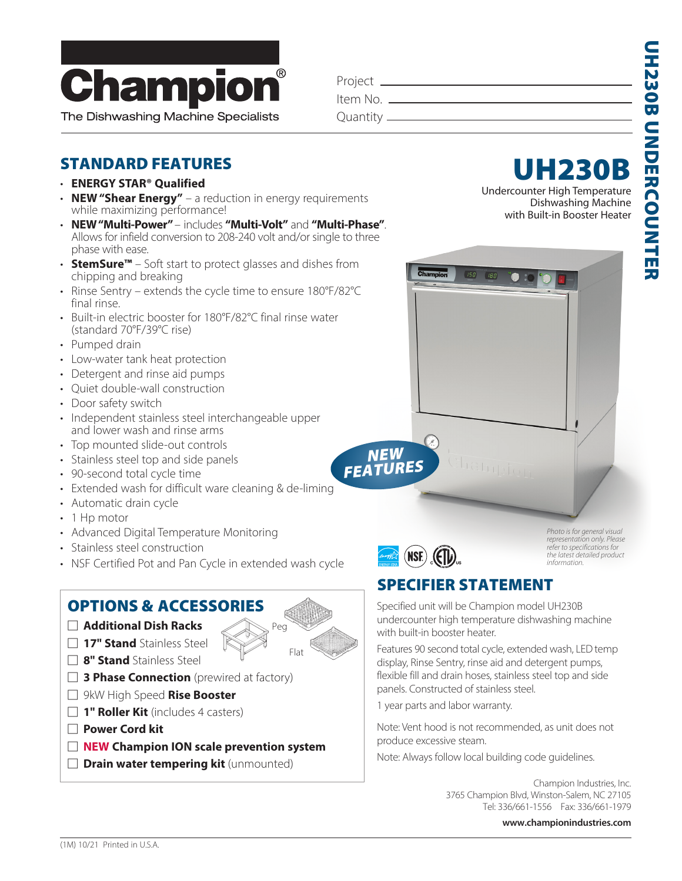# Champion®

The Dishwashing Machine Specialists

Project ______________________

Item No. ______________________

Quantity ______________________

# UH230B

Undercounter High Temperature Dishwashing Machine with Built-in Booster Heater

## STANDARD FEATURES

- **ENERGY STAR® Qualified**
- **NEW "Shear Energy"** – a reduction in energy requirements while maximizing performance!
- **NEW "Multi-Power"** – includes **"Multi-Volt"** and **"Multi-Phase"**. Allows for infield conversion to 208-240 volt and/or single to three phase with ease.
- **StemSure™** – Soft start to protect glasses and dishes from chipping and breaking
- Rinse Sentry – extends the cycle time to ensure 180°F/82°C final rinse.
- Built-in electric booster for 180°F/82°C final rinse water (standard 70°F/39°C rise)
- Pumped drain
- Low-water tank heat protection
- Detergent and rinse aid pumps
- Quiet double-wall construction
- Door safety switch
- Independent stainless steel interchangeable upper and lower wash and rinse arms
- Top mounted slide-out controls
- Stainless steel top and side panels
- 90-second total cycle time
- Extended wash for difficult ware cleaning & de-liming
- Automatic drain cycle
- 1 Hp motor
- Advanced Digital Temperature Monitoring
- Stainless steel construction
- NSF Certified Pot and Pan Cycle in extended wash cycle

**NEW FEATURES**

*Photo is for general visual representation only. Please refer to specifications for the latest detailed product information.*

## OPTIONS & ACCESSORIES

- ☐ **Additional Dish Racks** (Peg, Flat)
- ☐ **17" Stand** Stainless Steel
- ☐ **8" Stand** Stainless Steel
- ☐ **3 Phase Connection** (prewired at factory)
- ☐ 9kW High Speed **Rise Booster**
- ☐ **1" Roller Kit** (includes 4 casters)
- ☐ **Power Cord kit**
- ☐ **NEW Champion ION scale prevention system**
- ☐ **Drain water tempering kit** (unmounted)

## SPECIFIER STATEMENT

Specified unit will be Champion model UH230B undercounter high temperature dishwashing machine with built-in booster heater.

Features 90 second total cycle, extended wash, LED temp display, Rinse Sentry, rinse aid and detergent pumps, flexible fill and drain hoses, stainless steel top and side panels. Constructed of stainless steel.

1 year parts and labor warranty.

Note: Vent hood is not recommended, as unit does not produce excessive steam.

Note: Always follow local building code guidelines.

Champion Industries, Inc.
3765 Champion Blvd, Winston-Salem, NC 27105
Tel: 336/661-1556 Fax: 336/661-1979

**www.championindustries.com**

(1M) 10/21 Printed in U.S.A.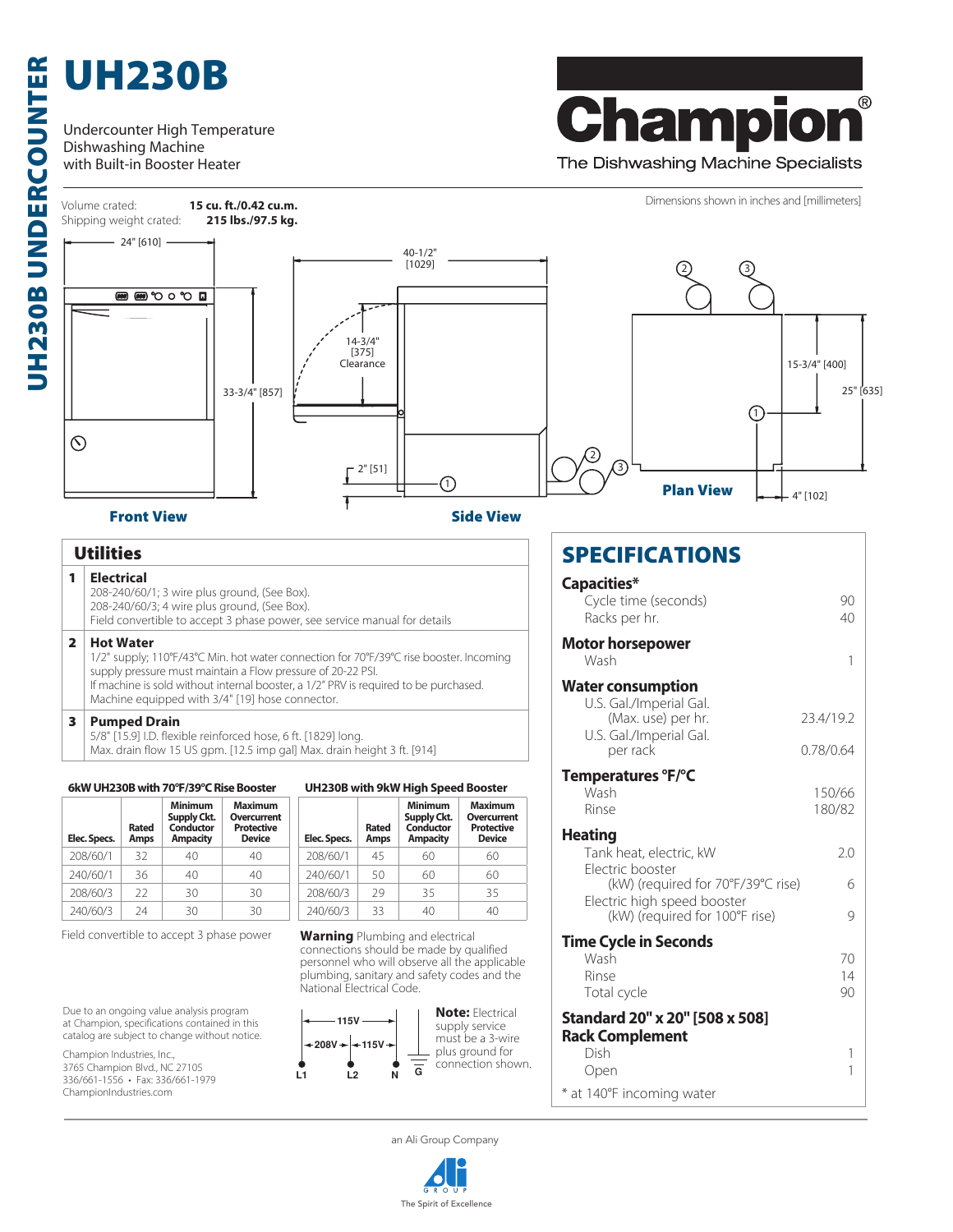# UH230B

Undercounter High Temperature Dishwashing Machine with Built-in Booster Heater

**Champion®**

The Dishwashing Machine Specialists

Volume crated: **15 cu. ft./0.42 cu.m.**
Shipping weight crated: **215 lbs./97.5 kg.**

Dimensions shown in inches and [millimeters]

24" [610]
33-3/4" [857]
40-1/2" [1029]
14-3/4" [375] Clearance
2" [51]
15-3/4" [400]
25" [635]
4" [102]

Front View

Side View

Plan View

## Utilities

**1 Electrical**
208-240/60/1; 3 wire plus ground, (See Box).
208-240/60/3; 4 wire plus ground, (See Box).
Field convertible to accept 3 phase power, see service manual for details

**2 Hot Water**
1/2" supply; 110°F/43°C Min. hot water connection for 70°F/39°C rise booster. Incoming supply pressure must maintain a Flow pressure of 20-22 PSI.
If machine is sold without internal booster, a 1/2" PRV is required to be purchased.
Machine equipped with 3/4" [19] hose connector.

**3 Pumped Drain**
5/8" [15.9] I.D. flexible reinforced hose, 6 ft. [1829] long.
Max. drain flow 15 US gpm. [12.5 imp gal] Max. drain height 3 ft. [914]

**6kW UH230B with 70°F/39°C Rise Booster**

| Elec. Specs. | Rated Amps | Minimum Supply Ckt. Conductor Ampacity | Maximum Overcurrent Protective Device |
|---|---|---|---|
| 208/60/1 | 32 | 40 | 40 |
| 240/60/1 | 36 | 40 | 40 |
| 208/60/3 | 22 | 30 | 30 |
| 240/60/3 | 24 | 30 | 30 |

Field convertible to accept 3 phase power

**UH230B with 9kW High Speed Booster**

| Elec. Specs. | Rated Amps | Minimum Supply Ckt. Conductor Ampacity | Maximum Overcurrent Protective Device |
|---|---|---|---|
| 208/60/1 | 45 | 60 | 60 |
| 240/60/1 | 50 | 60 | 60 |
| 208/60/3 | 29 | 35 | 35 |
| 240/60/3 | 33 | 40 | 40 |

**Warning** Plumbing and electrical connections should be made by qualified personnel who will observe all the applicable plumbing, sanitary and safety codes and the National Electrical Code.

115V
208V 115V
L1 L2 N G

**Note:** Electrical supply service must be a 3-wire plus ground for connection shown.

Due to an ongoing value analysis program at Champion, specifications contained in this catalog are subject to change without notice.

Champion Industries, Inc.,
3765 Champion Blvd., NC 27105
336/661-1556 • Fax: 336/661-1979
ChampionIndustries.com

## SPECIFICATIONS

### Capacities*

| | |
|---|---|
| Cycle time (seconds) | 90 |
| Racks per hr. | 40 |

### Motor horsepower

| | |
|---|---|
| Wash | 1 |

### Water consumption

| | |
|---|---|
| U.S. Gal./Imperial Gal. (Max. use) per hr. | 23.4/19.2 |
| U.S. Gal./Imperial Gal. per rack | 0.78/0.64 |

### Temperatures °F/°C

| | |
|---|---|
| Wash | 150/66 |
| Rinse | 180/82 |

### Heating

| | |
|---|---|
| Tank heat, electric, kW | 2.0 |
| Electric booster (kW) (required for 70°F/39°C rise) | 6 |
| Electric high speed booster (kW) (required for 100°F rise) | 9 |

### Time Cycle in Seconds

| | |
|---|---|
| Wash | 70 |
| Rinse | 14 |
| Total cycle | 90 |

### Standard 20" x 20" [508 x 508] Rack Complement

| | |
|---|---|
| Dish | 1 |
| Open | 1 |

* at 140°F incoming water

an Ali Group Company

The Spirit of Excellence